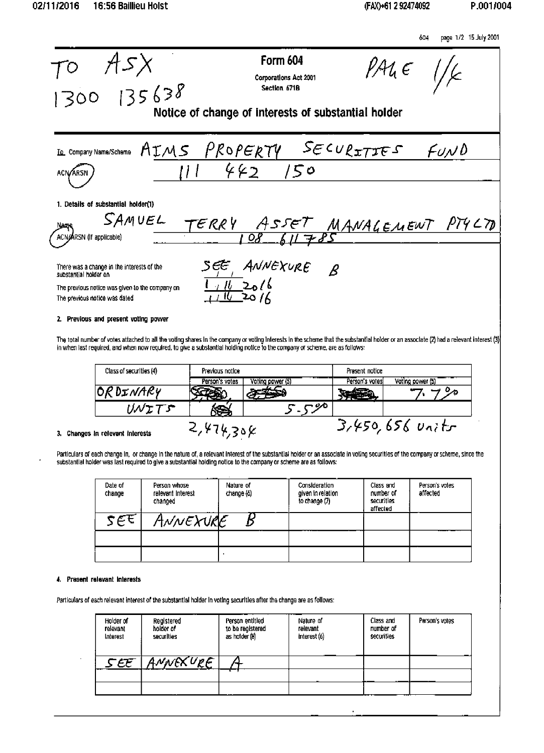604 page 1/2 15 July 2001

TO ASX
1300 135638

PAGE 1/6

# Form 604

Corporations Act 2001
Section 671B

## Notice of change of interests of substantial holder

To Company Name/Scheme AIMS PROPERTY SECURITIES FUND

ACN/ARSN 111 442 150

**1. Details of substantial holder(1)**

Name SAMUEL TERRY ASSET MANAGEMENT PTY LTD

ACN/ARSN (if applicable) 108 611 785

There was a change in the interests of the substantial holder on SEE ANNEXURE B

The previous notice was given to the company on 1/11/2016

The previous notice was dated 1/11/2016

**2. Previous and present voting power**

The total number of votes attached to all the voting shares in the company or voting interests in the scheme that the substantial holder or an associate (2) had a relevant interest (3) in when last required, and when now required, to give a substantial holding notice to the company or scheme, are as follows:

| Class of securities (4) | Previous notice | | Present notice | |
|---|---|---|---|---|
| | Person's votes | Voting power (5) | Person's votes | Voting power (5) |
| ORDINARY UNITS | 2,474,304 | 5.5% | 3,450,656 units | 7.7% |

**3. Changes in relevant interests**

Particulars of each change in, or change in the nature of, a relevant interest of the substantial holder or an associate in voting securities of the company or scheme, since the substantial holder was last required to give a substantial holding notice to the company or scheme are as follows:

| Date of change | Person whose relevant interest changed | Nature of change (6) | Consideration given in relation to change (7) | Class and number of securities affected | Person's votes affected |
|---|---|---|---|---|---|
| SEE | ANNEXURE | B | | | |
| | | | | | |
| | | | | | |

**4. Present relevant interests**

Particulars of each relevant interest of the substantial holder in voting securities after the change are as follows:

| Holder of relevant interest | Registered holder of securities | Person entitled to be registered as holder (8) | Nature of relevant interest (6) | Class and number of securities | Person's votes |
|---|---|---|---|---|---|
| SEE | ANNEXURE | A | | | |
| | | | | | |
| | | | | | |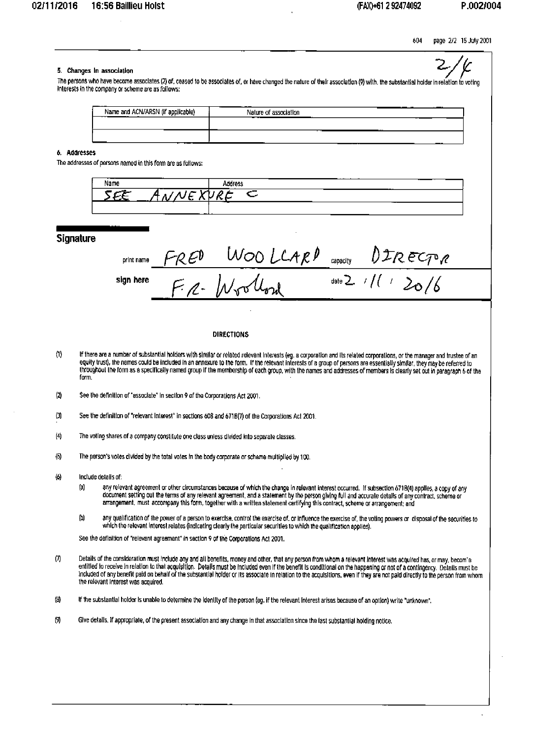604 page 2/2 15 July 2001

2/4

### 5. Changes in association

The persons who have become associates (2) of, ceased to be associates of, or have changed the nature of their association (9) with, the substantial holder in relation to voting interests in the company or scheme are as follows:

| Name and ACN/ARSN (if applicable) | Nature of association |
|---|---|
| | |
| | |

### 6. Addresses

The addresses of persons named in this form are as follows:

| Name | Address |
|---|---|
| SEE ANNEXURE C | |
| | |

## Signature

print name FRED WOOLLARD capacity DIRECTOR

sign here F.R. Woollard date 2 / 11 / 2016

### DIRECTIONS

(1) If there are a number of substantial holders with similar or related relevant interests (eg. a corporation and its related corporations, or the manager and trustee of an equity trust), the names could be included in an annexure to the form. If the relevant interests of a group of persons are essentially similar, they may be referred to throughout the form as a specifically named group if the membership of each group, with the names and addresses of members is clearly set out in paragraph 6 of the form.

(2) See the definition of "associate" in section 9 of the Corporations Act 2001.

(3) See the definition of "relevant interest" in sections 608 and 671B(7) of the Corporations Act 2001.

(4) The voting shares of a company constitute one class unless divided into separate classes.

(5) The person's votes divided by the total votes in the body corporate or scheme multiplied by 100.

(6) Include details of:

(a) any relevant agreement or other circumstances because of which the change in relevant interest occurred. If subsection 671B(4) applies, a copy of any document setting out the terms of any relevant agreement, and a statement by the person giving full and accurate details of any contract, scheme or arrangement, must accompany this form, together with a written statement certifying this contract, scheme or arrangement; and

(b) any qualification of the power of a person to exercise, control the exercise of, or influence the exercise of, the voting powers or disposal of the securities to which the relevant interest relates (indicating clearly the particular securities to which the qualification applies).

See the definition of "relevant agreement" in section 9 of the Corporations Act 2001.

(7) Details of the consideration must include any and all benefits, money and other, that any person from whom a relevant interest was acquired has, or may, become entitled to receive in relation to that acquisition. Details must be included even if the benefit is conditional on the happening or not of a contingency. Details must be included of any benefit paid on behalf of the substantial holder or its associate in relation to the acquisitions, even if they are not paid directly to the person from whom the relevant interest was acquired.

(8) If the substantial holder is unable to determine the identity of the person (eg. if the relevant interest arises because of an option) write "unknown".

(9) Give details, if appropriate, of the present association and any change in that association since the last substantial holding notice.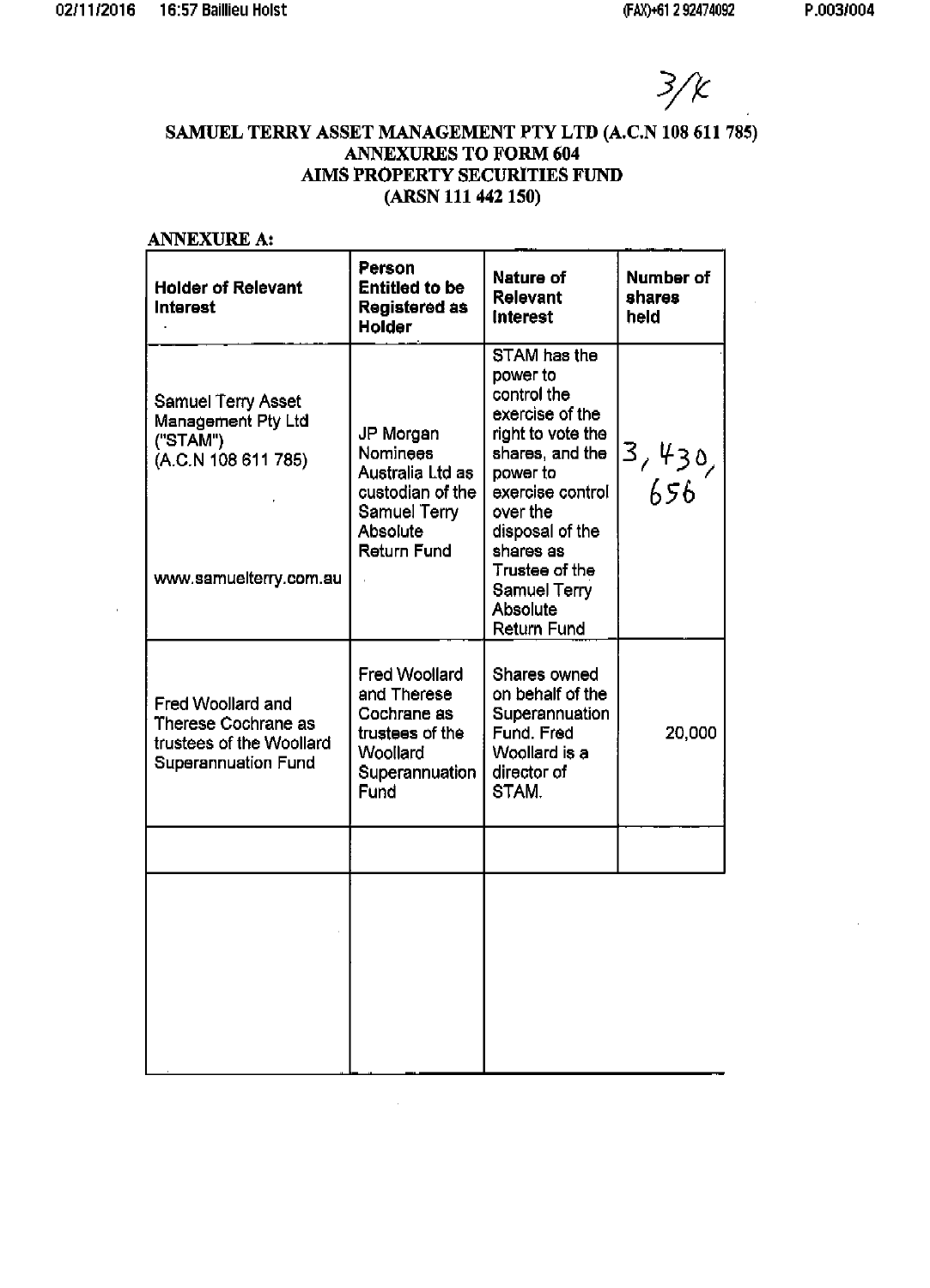3/K

# SAMUEL TERRY ASSET MANAGEMENT PTY LTD (A.C.N 108 611 785)
## ANNEXURES TO FORM 604
## AIMS PROPERTY SECURITIES FUND
## (ARSN 111 442 150)

**ANNEXURE A:**

| Holder of Relevant Interest | Person Entitled to be Registered as Holder | Nature of Relevant Interest | Number of shares held |
|---|---|---|---|
| Samuel Terry Asset Management Pty Ltd ("STAM") (A.C.N 108 611 785) www.samuelterry.com.au | JP Morgan Nominees Australia Ltd as custodian of the Samuel Terry Absolute Return Fund | STAM has the power to control the exercise of the right to vote the shares, and the power to exercise control over the disposal of the shares as Trustee of the Samuel Terry Absolute Return Fund | 3,430,656 |
| Fred Woollard and Therese Cochrane as trustees of the Woollard Superannuation Fund | Fred Woollard and Therese Cochrane as trustees of the Woollard Superannuation Fund | Shares owned on behalf of the Superannuation Fund. Fred Woollard is a director of STAM. | 20,000 |
| | | | |
| | | | |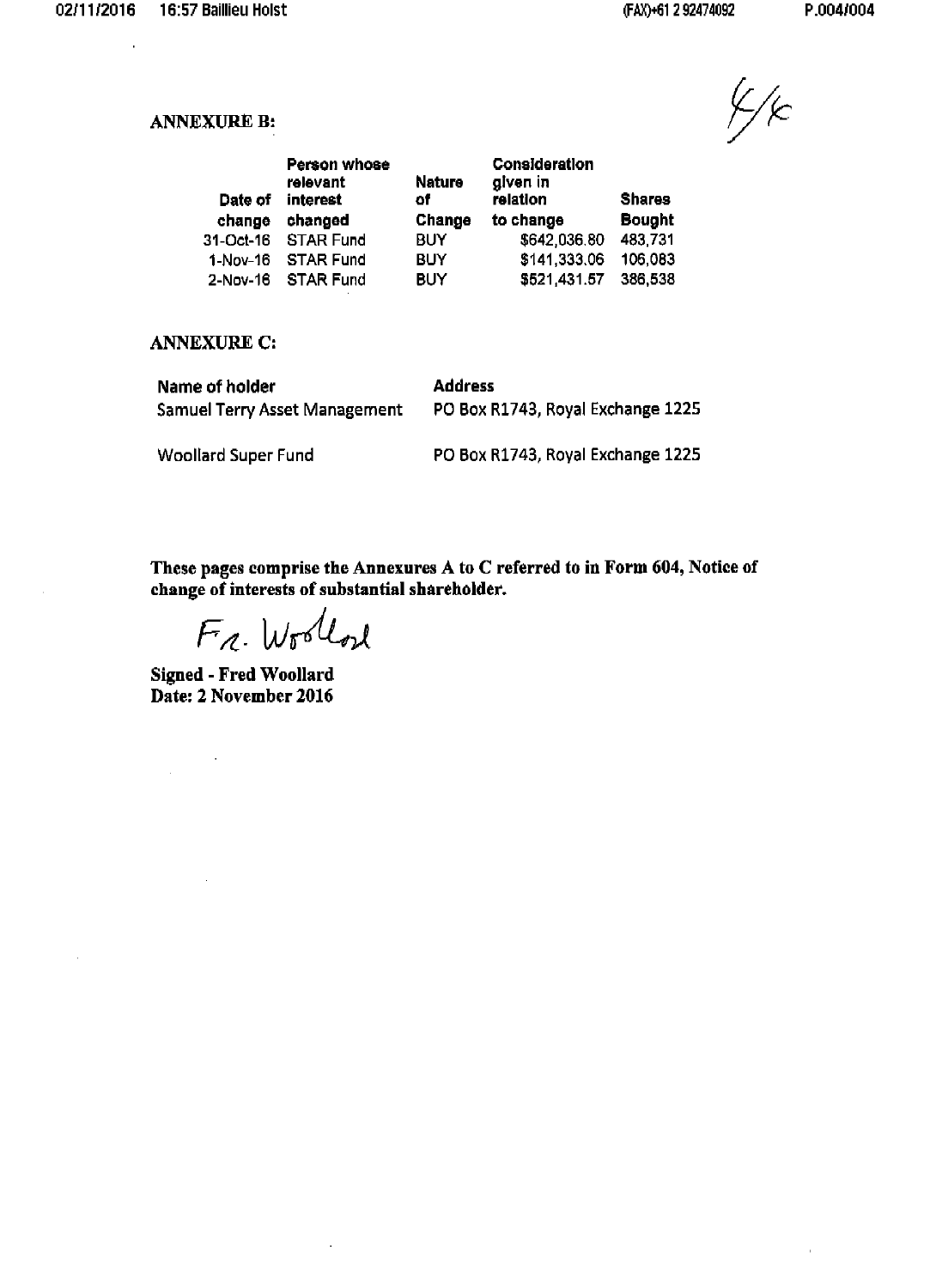**ANNEXURE B:**

| Date of change | Person whose relevant interest changed | Nature of Change | Consideration given in relation to change | Shares Bought |
|---|---|---|---|---|
| 31-Oct-16 | STAR Fund | BUY | $642,036.80 | 483,731 |
| 1-Nov-16 | STAR Fund | BUY | $141,333.06 | 106,083 |
| 2-Nov-16 | STAR Fund | BUY | $521,431.57 | 386,538 |

**ANNEXURE C:**

| Name of holder | Address |
|---|---|
| Samuel Terry Asset Management | PO Box R1743, Royal Exchange 1225 |
| Woollard Super Fund | PO Box R1743, Royal Exchange 1225 |

**These pages comprise the Annexures A to C referred to in Form 604, Notice of change of interests of substantial shareholder.**

Fr. Woollard

**Signed - Fred Woollard**
**Date: 2 November 2016**